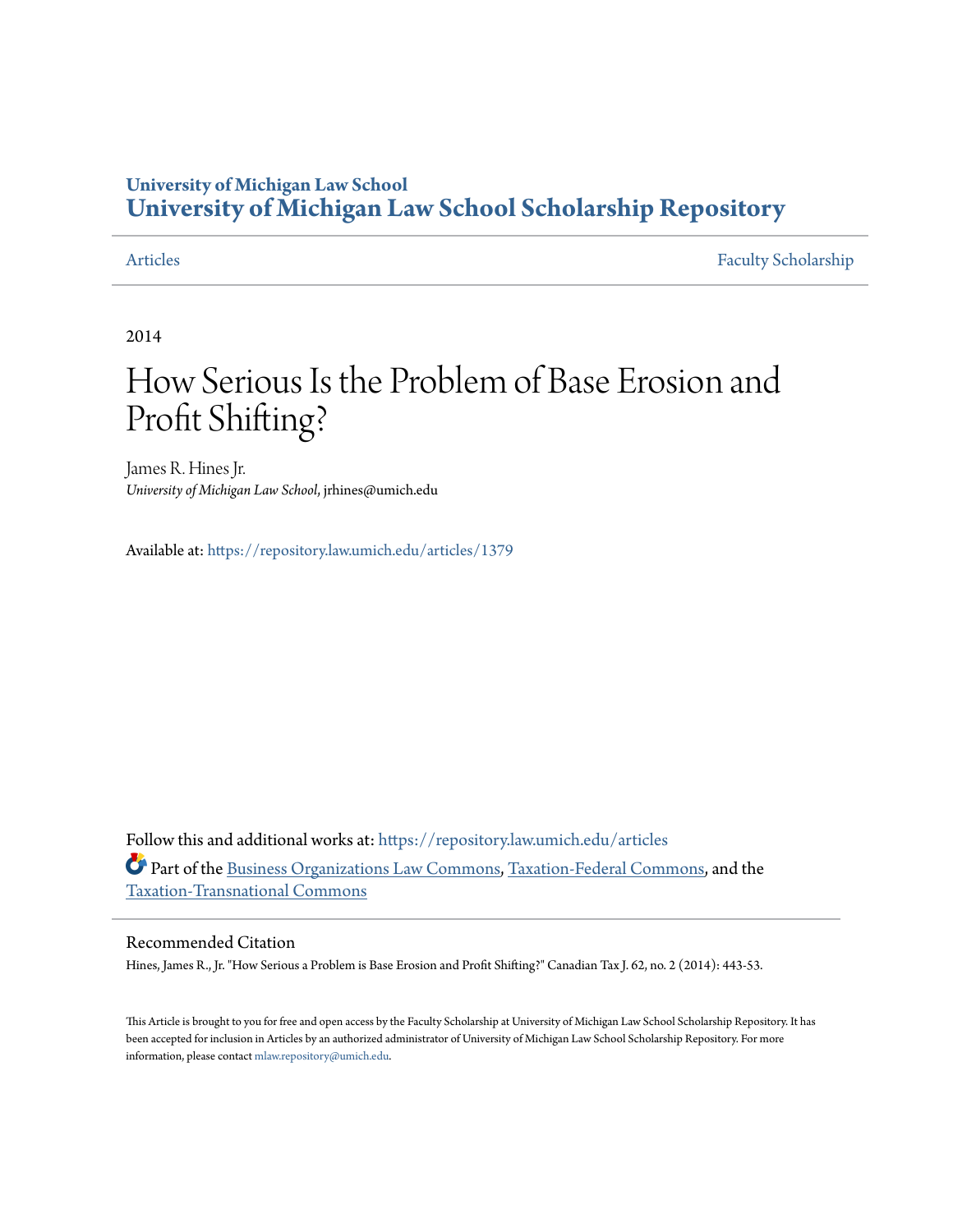# University of Michigan Law School
# University of Michigan Law School Scholarship Repository

Articles Faculty Scholarship

2014

# How Serious Is the Problem of Base Erosion and Profit Shifting?

James R. Hines Jr.
*University of Michigan Law School*, jrhines@umich.edu

Available at: https://repository.law.umich.edu/articles/1379

Follow this and additional works at: https://repository.law.umich.edu/articles

Part of the Business Organizations Law Commons, Taxation-Federal Commons, and the Taxation-Transnational Commons

## Recommended Citation

Hines, James R., Jr. "How Serious a Problem is Base Erosion and Profit Shifting?" Canadian Tax J. 62, no. 2 (2014): 443-53.

This Article is brought to you for free and open access by the Faculty Scholarship at University of Michigan Law School Scholarship Repository. It has been accepted for inclusion in Articles by an authorized administrator of University of Michigan Law School Scholarship Repository. For more information, please contact mlaw.repository@umich.edu.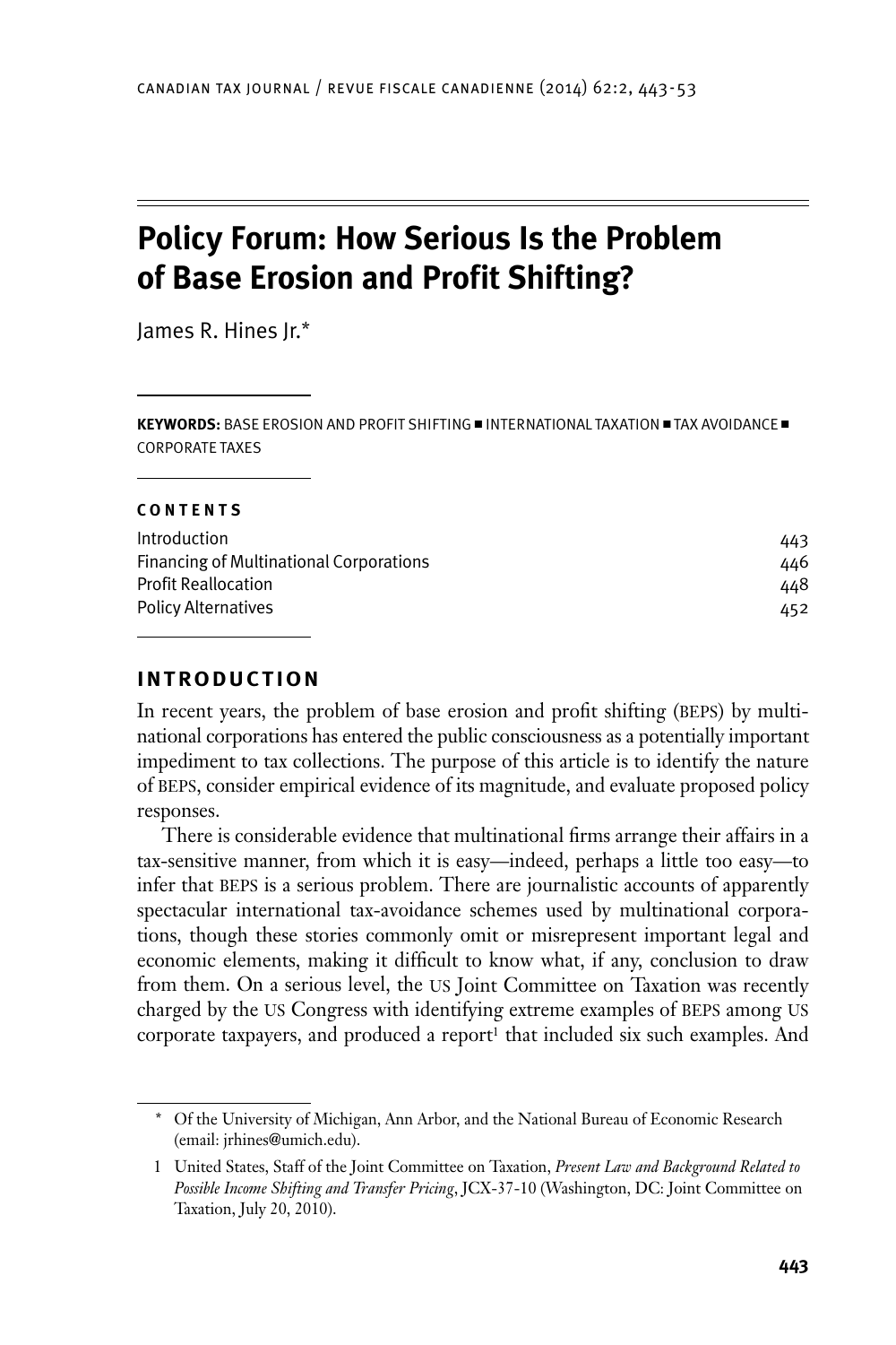# Policy Forum: How Serious Is the Problem of Base Erosion and Profit Shifting?

James R. Hines Jr.*

**KEYWORDS:** BASE EROSION AND PROFIT SHIFTING ■ INTERNATIONAL TAXATION ■ TAX AVOIDANCE ■ CORPORATE TAXES

**CONTENTS**

| | |
|---|---|
| Introduction | 443 |
| Financing of Multinational Corporations | 446 |
| Profit Reallocation | 448 |
| Policy Alternatives | 452 |

## INTRODUCTION

In recent years, the problem of base erosion and profit shifting (BEPS) by multinational corporations has entered the public consciousness as a potentially important impediment to tax collections. The purpose of this article is to identify the nature of BEPS, consider empirical evidence of its magnitude, and evaluate proposed policy responses.

There is considerable evidence that multinational firms arrange their affairs in a tax-sensitive manner, from which it is easy—indeed, perhaps a little too easy—to infer that BEPS is a serious problem. There are journalistic accounts of apparently spectacular international tax-avoidance schemes used by multinational corporations, though these stories commonly omit or misrepresent important legal and economic elements, making it difficult to know what, if any, conclusion to draw from them. On a serious level, the US Joint Committee on Taxation was recently charged by the US Congress with identifying extreme examples of BEPS among US corporate taxpayers, and produced a report[1] that included six such examples. And

---

\* Of the University of Michigan, Ann Arbor, and the National Bureau of Economic Research (email: jrhines@umich.edu).

1 United States, Staff of the Joint Committee on Taxation, *Present Law and Background Related to Possible Income Shifting and Transfer Pricing*, JCX-37-10 (Washington, DC: Joint Committee on Taxation, July 20, 2010).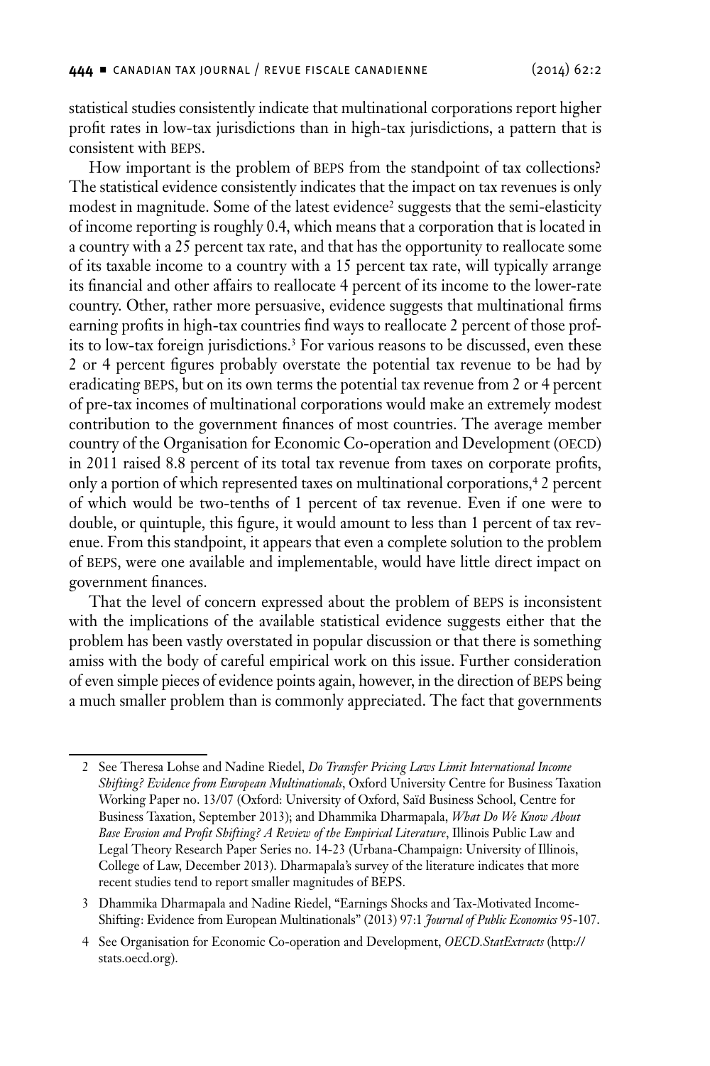statistical studies consistently indicate that multinational corporations report higher profit rates in low-tax jurisdictions than in high-tax jurisdictions, a pattern that is consistent with BEPS.

How important is the problem of BEPS from the standpoint of tax collections? The statistical evidence consistently indicates that the impact on tax revenues is only modest in magnitude. Some of the latest evidence[2] suggests that the semi-elasticity of income reporting is roughly 0.4, which means that a corporation that is located in a country with a 25 percent tax rate, and that has the opportunity to reallocate some of its taxable income to a country with a 15 percent tax rate, will typically arrange its financial and other affairs to reallocate 4 percent of its income to the lower-rate country. Other, rather more persuasive, evidence suggests that multinational firms earning profits in high-tax countries find ways to reallocate 2 percent of those profits to low-tax foreign jurisdictions.[3] For various reasons to be discussed, even these 2 or 4 percent figures probably overstate the potential tax revenue to be had by eradicating BEPS, but on its own terms the potential tax revenue from 2 or 4 percent of pre-tax incomes of multinational corporations would make an extremely modest contribution to the government finances of most countries. The average member country of the Organisation for Economic Co-operation and Development (OECD) in 2011 raised 8.8 percent of its total tax revenue from taxes on corporate profits, only a portion of which represented taxes on multinational corporations,[4] 2 percent of which would be two-tenths of 1 percent of tax revenue. Even if one were to double, or quintuple, this figure, it would amount to less than 1 percent of tax revenue. From this standpoint, it appears that even a complete solution to the problem of BEPS, were one available and implementable, would have little direct impact on government finances.

That the level of concern expressed about the problem of BEPS is inconsistent with the implications of the available statistical evidence suggests either that the problem has been vastly overstated in popular discussion or that there is something amiss with the body of careful empirical work on this issue. Further consideration of even simple pieces of evidence points again, however, in the direction of BEPS being a much smaller problem than is commonly appreciated. The fact that governments

---

2 See Theresa Lohse and Nadine Riedel, *Do Transfer Pricing Laws Limit International Income Shifting? Evidence from European Multinationals*, Oxford University Centre for Business Taxation Working Paper no. 13/07 (Oxford: University of Oxford, Saïd Business School, Centre for Business Taxation, September 2013); and Dhammika Dharmapala, *What Do We Know About Base Erosion and Profit Shifting? A Review of the Empirical Literature*, Illinois Public Law and Legal Theory Research Paper Series no. 14-23 (Urbana-Champaign: University of Illinois, College of Law, December 2013). Dharmapala's survey of the literature indicates that more recent studies tend to report smaller magnitudes of BEPS.

3 Dhammika Dharmapala and Nadine Riedel, "Earnings Shocks and Tax-Motivated Income-Shifting: Evidence from European Multinationals" (2013) 97:1 *Journal of Public Economics* 95-107.

4 See Organisation for Economic Co-operation and Development, *OECD.StatExtracts* (http://stats.oecd.org).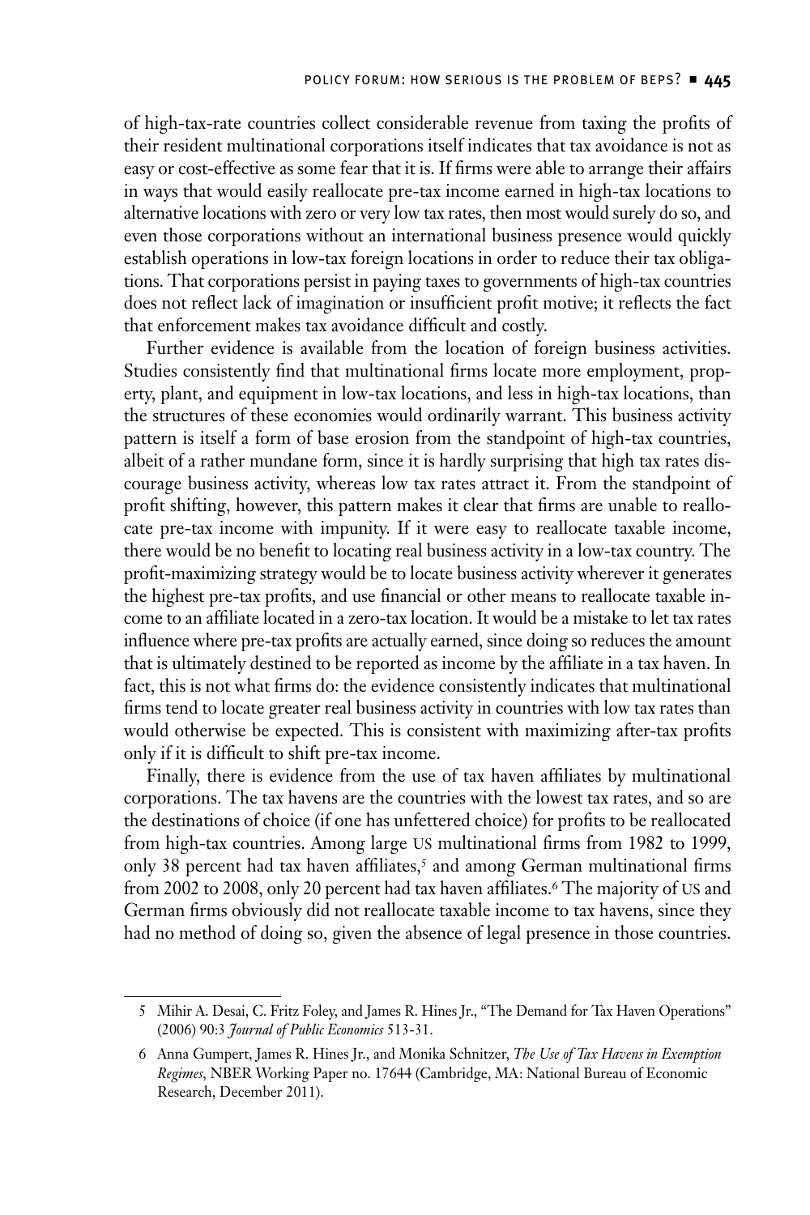of high-tax-rate countries collect considerable revenue from taxing the profits of their resident multinational corporations itself indicates that tax avoidance is not as easy or cost-effective as some fear that it is. If firms were able to arrange their affairs in ways that would easily reallocate pre-tax income earned in high-tax locations to alternative locations with zero or very low tax rates, then most would surely do so, and even those corporations without an international business presence would quickly establish operations in low-tax foreign locations in order to reduce their tax obligations. That corporations persist in paying taxes to governments of high-tax countries does not reflect lack of imagination or insufficient profit motive; it reflects the fact that enforcement makes tax avoidance difficult and costly.

Further evidence is available from the location of foreign business activities. Studies consistently find that multinational firms locate more employment, property, plant, and equipment in low-tax locations, and less in high-tax locations, than the structures of these economies would ordinarily warrant. This business activity pattern is itself a form of base erosion from the standpoint of high-tax countries, albeit of a rather mundane form, since it is hardly surprising that high tax rates discourage business activity, whereas low tax rates attract it. From the standpoint of profit shifting, however, this pattern makes it clear that firms are unable to reallocate pre-tax income with impunity. If it were easy to reallocate taxable income, there would be no benefit to locating real business activity in a low-tax country. The profit-maximizing strategy would be to locate business activity wherever it generates the highest pre-tax profits, and use financial or other means to reallocate taxable income to an affiliate located in a zero-tax location. It would be a mistake to let tax rates influence where pre-tax profits are actually earned, since doing so reduces the amount that is ultimately destined to be reported as income by the affiliate in a tax haven. In fact, this is not what firms do: the evidence consistently indicates that multinational firms tend to locate greater real business activity in countries with low tax rates than would otherwise be expected. This is consistent with maximizing after-tax profits only if it is difficult to shift pre-tax income.

Finally, there is evidence from the use of tax haven affiliates by multinational corporations. The tax havens are the countries with the lowest tax rates, and so are the destinations of choice (if one has unfettered choice) for profits to be reallocated from high-tax countries. Among large US multinational firms from 1982 to 1999, only 38 percent had tax haven affiliates,[5] and among German multinational firms from 2002 to 2008, only 20 percent had tax haven affiliates.[6] The majority of US and German firms obviously did not reallocate taxable income to tax havens, since they had no method of doing so, given the absence of legal presence in those countries.

---

5 Mihir A. Desai, C. Fritz Foley, and James R. Hines Jr., "The Demand for Tax Haven Operations" (2006) 90:3 *Journal of Public Economics* 513-31.

6 Anna Gumpert, James R. Hines Jr., and Monika Schnitzer, *The Use of Tax Havens in Exemption Regimes*, NBER Working Paper no. 17644 (Cambridge, MA: National Bureau of Economic Research, December 2011).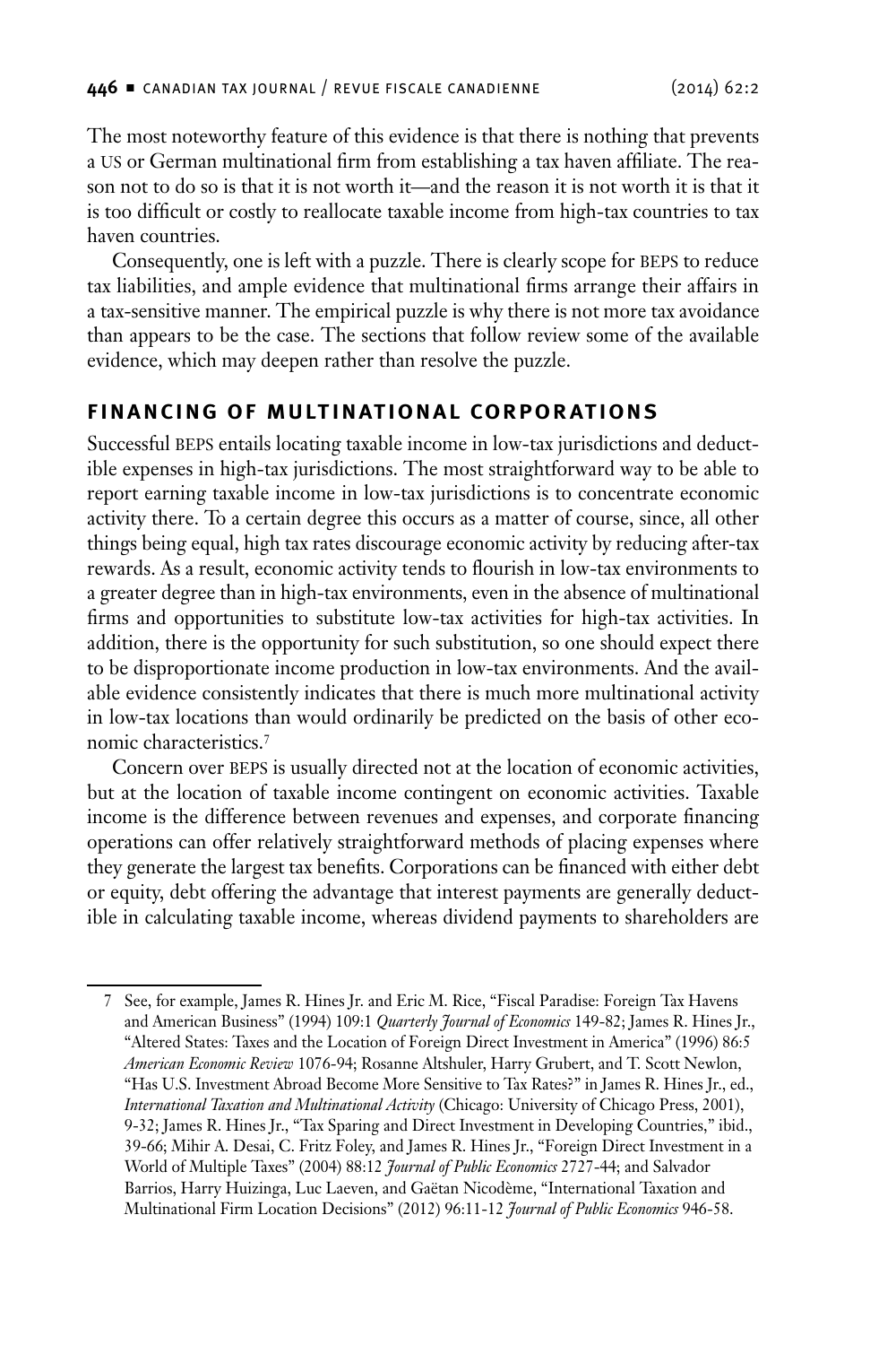The most noteworthy feature of this evidence is that there is nothing that prevents a US or German multinational firm from establishing a tax haven affiliate. The reason not to do so is that it is not worth it—and the reason it is not worth it is that it is too difficult or costly to reallocate taxable income from high-tax countries to tax haven countries.

Consequently, one is left with a puzzle. There is clearly scope for BEPS to reduce tax liabilities, and ample evidence that multinational firms arrange their affairs in a tax-sensitive manner. The empirical puzzle is why there is not more tax avoidance than appears to be the case. The sections that follow review some of the available evidence, which may deepen rather than resolve the puzzle.

## FINANCING OF MULTINATIONAL CORPORATIONS

Successful BEPS entails locating taxable income in low-tax jurisdictions and deductible expenses in high-tax jurisdictions. The most straightforward way to be able to report earning taxable income in low-tax jurisdictions is to concentrate economic activity there. To a certain degree this occurs as a matter of course, since, all other things being equal, high tax rates discourage economic activity by reducing after-tax rewards. As a result, economic activity tends to flourish in low-tax environments to a greater degree than in high-tax environments, even in the absence of multinational firms and opportunities to substitute low-tax activities for high-tax activities. In addition, there is the opportunity for such substitution, so one should expect there to be disproportionate income production in low-tax environments. And the available evidence consistently indicates that there is much more multinational activity in low-tax locations than would ordinarily be predicted on the basis of other economic characteristics.[7]

Concern over BEPS is usually directed not at the location of economic activities, but at the location of taxable income contingent on economic activities. Taxable income is the difference between revenues and expenses, and corporate financing operations can offer relatively straightforward methods of placing expenses where they generate the largest tax benefits. Corporations can be financed with either debt or equity, debt offering the advantage that interest payments are generally deductible in calculating taxable income, whereas dividend payments to shareholders are

---

7 See, for example, James R. Hines Jr. and Eric M. Rice, "Fiscal Paradise: Foreign Tax Havens and American Business" (1994) 109:1 *Quarterly Journal of Economics* 149-82; James R. Hines Jr., "Altered States: Taxes and the Location of Foreign Direct Investment in America" (1996) 86:5 *American Economic Review* 1076-94; Rosanne Altshuler, Harry Grubert, and T. Scott Newlon, "Has U.S. Investment Abroad Become More Sensitive to Tax Rates?" in James R. Hines Jr., ed., *International Taxation and Multinational Activity* (Chicago: University of Chicago Press, 2001), 9-32; James R. Hines Jr., "Tax Sparing and Direct Investment in Developing Countries," ibid., 39-66; Mihir A. Desai, C. Fritz Foley, and James R. Hines Jr., "Foreign Direct Investment in a World of Multiple Taxes" (2004) 88:12 *Journal of Public Economics* 2727-44; and Salvador Barrios, Harry Huizinga, Luc Laeven, and Gaëtan Nicodème, "International Taxation and Multinational Firm Location Decisions" (2012) 96:11-12 *Journal of Public Economics* 946-58.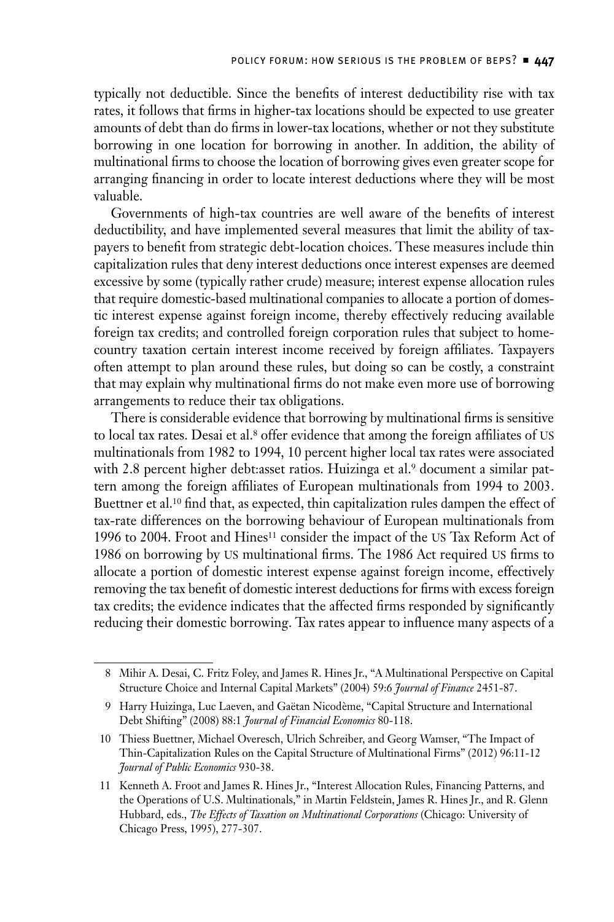typically not deductible. Since the benefits of interest deductibility rise with tax rates, it follows that firms in higher-tax locations should be expected to use greater amounts of debt than do firms in lower-tax locations, whether or not they substitute borrowing in one location for borrowing in another. In addition, the ability of multinational firms to choose the location of borrowing gives even greater scope for arranging financing in order to locate interest deductions where they will be most valuable.

Governments of high-tax countries are well aware of the benefits of interest deductibility, and have implemented several measures that limit the ability of taxpayers to benefit from strategic debt-location choices. These measures include thin capitalization rules that deny interest deductions once interest expenses are deemed excessive by some (typically rather crude) measure; interest expense allocation rules that require domestic-based multinational companies to allocate a portion of domestic interest expense against foreign income, thereby effectively reducing available foreign tax credits; and controlled foreign corporation rules that subject to home-country taxation certain interest income received by foreign affiliates. Taxpayers often attempt to plan around these rules, but doing so can be costly, a constraint that may explain why multinational firms do not make even more use of borrowing arrangements to reduce their tax obligations.

There is considerable evidence that borrowing by multinational firms is sensitive to local tax rates. Desai et al.[8] offer evidence that among the foreign affiliates of US multinationals from 1982 to 1994, 10 percent higher local tax rates were associated with 2.8 percent higher debt:asset ratios. Huizinga et al.[9] document a similar pattern among the foreign affiliates of European multinationals from 1994 to 2003. Buettner et al.[10] find that, as expected, thin capitalization rules dampen the effect of tax-rate differences on the borrowing behaviour of European multinationals from 1996 to 2004. Froot and Hines[11] consider the impact of the US Tax Reform Act of 1986 on borrowing by US multinational firms. The 1986 Act required US firms to allocate a portion of domestic interest expense against foreign income, effectively removing the tax benefit of domestic interest deductions for firms with excess foreign tax credits; the evidence indicates that the affected firms responded by significantly reducing their domestic borrowing. Tax rates appear to influence many aspects of a

---

8 Mihir A. Desai, C. Fritz Foley, and James R. Hines Jr., "A Multinational Perspective on Capital Structure Choice and Internal Capital Markets" (2004) 59:6 *Journal of Finance* 2451-87.

9 Harry Huizinga, Luc Laeven, and Gaëtan Nicodème, "Capital Structure and International Debt Shifting" (2008) 88:1 *Journal of Financial Economics* 80-118.

10 Thiess Buettner, Michael Overesch, Ulrich Schreiber, and Georg Wamser, "The Impact of Thin-Capitalization Rules on the Capital Structure of Multinational Firms" (2012) 96:11-12 *Journal of Public Economics* 930-38.

11 Kenneth A. Froot and James R. Hines Jr., "Interest Allocation Rules, Financing Patterns, and the Operations of U.S. Multinationals," in Martin Feldstein, James R. Hines Jr., and R. Glenn Hubbard, eds., *The Effects of Taxation on Multinational Corporations* (Chicago: University of Chicago Press, 1995), 277-307.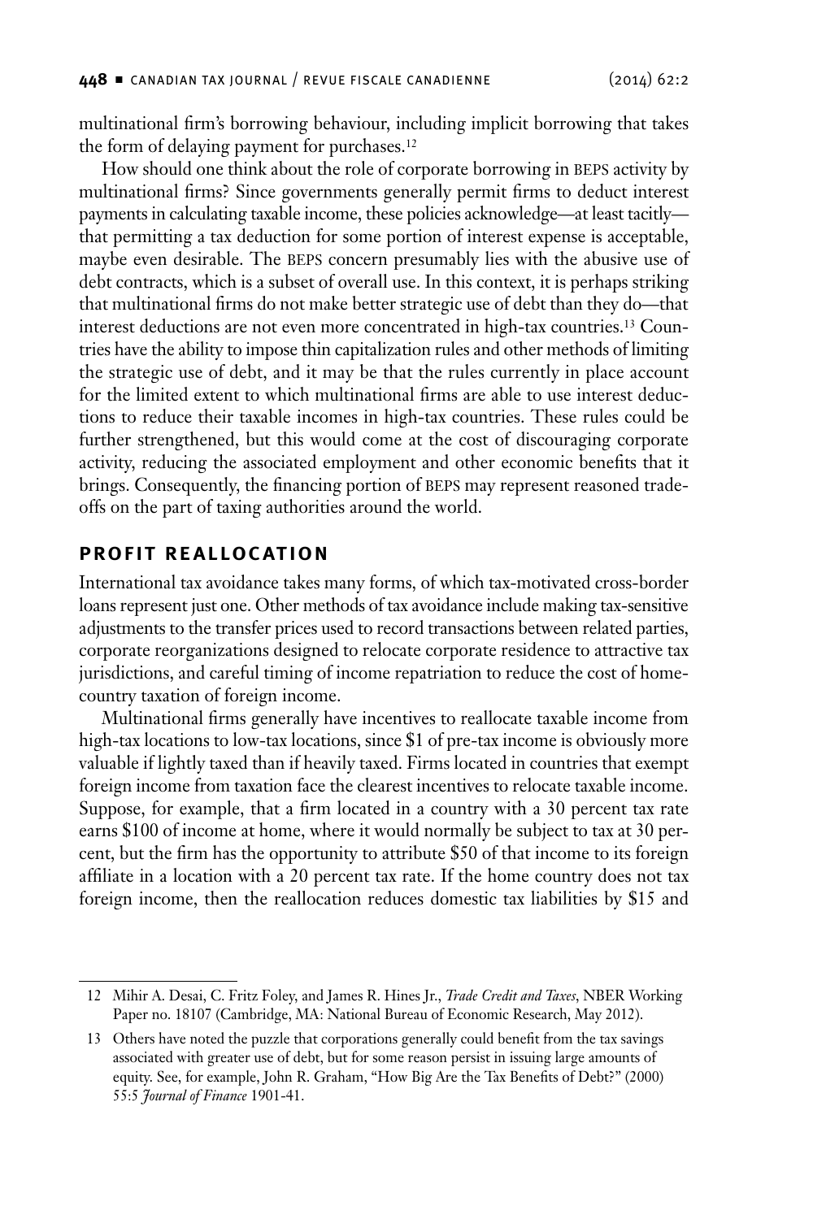multinational firm's borrowing behaviour, including implicit borrowing that takes the form of delaying payment for purchases.[12]

How should one think about the role of corporate borrowing in BEPS activity by multinational firms? Since governments generally permit firms to deduct interest payments in calculating taxable income, these policies acknowledge—at least tacitly—that permitting a tax deduction for some portion of interest expense is acceptable, maybe even desirable. The BEPS concern presumably lies with the abusive use of debt contracts, which is a subset of overall use. In this context, it is perhaps striking that multinational firms do not make better strategic use of debt than they do—that interest deductions are not even more concentrated in high-tax countries.[13] Countries have the ability to impose thin capitalization rules and other methods of limiting the strategic use of debt, and it may be that the rules currently in place account for the limited extent to which multinational firms are able to use interest deductions to reduce their taxable incomes in high-tax countries. These rules could be further strengthened, but this would come at the cost of discouraging corporate activity, reducing the associated employment and other economic benefits that it brings. Consequently, the financing portion of BEPS may represent reasoned trade-offs on the part of taxing authorities around the world.

## PROFIT REALLOCATION

International tax avoidance takes many forms, of which tax-motivated cross-border loans represent just one. Other methods of tax avoidance include making tax-sensitive adjustments to the transfer prices used to record transactions between related parties, corporate reorganizations designed to relocate corporate residence to attractive tax jurisdictions, and careful timing of income repatriation to reduce the cost of home-country taxation of foreign income.

Multinational firms generally have incentives to reallocate taxable income from high-tax locations to low-tax locations, since $1 of pre-tax income is obviously more valuable if lightly taxed than if heavily taxed. Firms located in countries that exempt foreign income from taxation face the clearest incentives to relocate taxable income. Suppose, for example, that a firm located in a country with a 30 percent tax rate earns $100 of income at home, where it would normally be subject to tax at 30 percent, but the firm has the opportunity to attribute $50 of that income to its foreign affiliate in a location with a 20 percent tax rate. If the home country does not tax foreign income, then the reallocation reduces domestic tax liabilities by $15 and

---

12 Mihir A. Desai, C. Fritz Foley, and James R. Hines Jr., *Trade Credit and Taxes*, NBER Working Paper no. 18107 (Cambridge, MA: National Bureau of Economic Research, May 2012).

13 Others have noted the puzzle that corporations generally could benefit from the tax savings associated with greater use of debt, but for some reason persist in issuing large amounts of equity. See, for example, John R. Graham, "How Big Are the Tax Benefits of Debt?" (2000) 55:5 *Journal of Finance* 1901-41.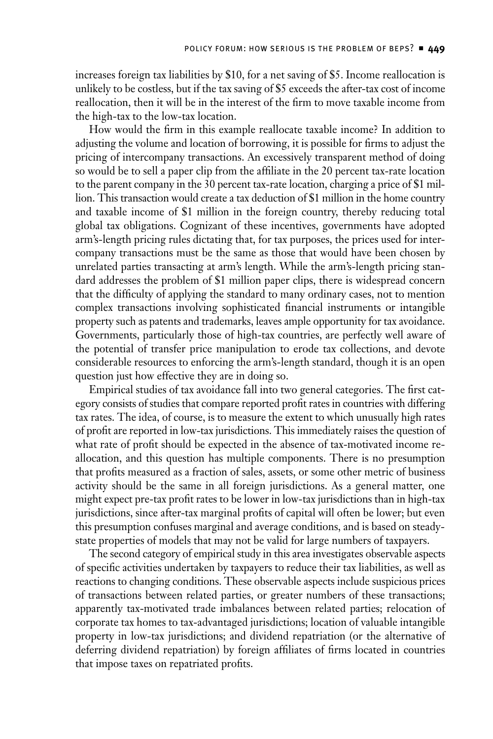increases foreign tax liabilities by $10, for a net saving of $5. Income reallocation is unlikely to be costless, but if the tax saving of $5 exceeds the after-tax cost of income reallocation, then it will be in the interest of the firm to move taxable income from the high-tax to the low-tax location.

How would the firm in this example reallocate taxable income? In addition to adjusting the volume and location of borrowing, it is possible for firms to adjust the pricing of intercompany transactions. An excessively transparent method of doing so would be to sell a paper clip from the affiliate in the 20 percent tax-rate location to the parent company in the 30 percent tax-rate location, charging a price of $1 million. This transaction would create a tax deduction of $1 million in the home country and taxable income of $1 million in the foreign country, thereby reducing total global tax obligations. Cognizant of these incentives, governments have adopted arm's-length pricing rules dictating that, for tax purposes, the prices used for intercompany transactions must be the same as those that would have been chosen by unrelated parties transacting at arm's length. While the arm's-length pricing standard addresses the problem of $1 million paper clips, there is widespread concern that the difficulty of applying the standard to many ordinary cases, not to mention complex transactions involving sophisticated financial instruments or intangible property such as patents and trademarks, leaves ample opportunity for tax avoidance. Governments, particularly those of high-tax countries, are perfectly well aware of the potential of transfer price manipulation to erode tax collections, and devote considerable resources to enforcing the arm's-length standard, though it is an open question just how effective they are in doing so.

Empirical studies of tax avoidance fall into two general categories. The first category consists of studies that compare reported profit rates in countries with differing tax rates. The idea, of course, is to measure the extent to which unusually high rates of profit are reported in low-tax jurisdictions. This immediately raises the question of what rate of profit should be expected in the absence of tax-motivated income reallocation, and this question has multiple components. There is no presumption that profits measured as a fraction of sales, assets, or some other metric of business activity should be the same in all foreign jurisdictions. As a general matter, one might expect pre-tax profit rates to be lower in low-tax jurisdictions than in high-tax jurisdictions, since after-tax marginal profits of capital will often be lower; but even this presumption confuses marginal and average conditions, and is based on steady-state properties of models that may not be valid for large numbers of taxpayers.

The second category of empirical study in this area investigates observable aspects of specific activities undertaken by taxpayers to reduce their tax liabilities, as well as reactions to changing conditions. These observable aspects include suspicious prices of transactions between related parties, or greater numbers of these transactions; apparently tax-motivated trade imbalances between related parties; relocation of corporate tax homes to tax-advantaged jurisdictions; location of valuable intangible property in low-tax jurisdictions; and dividend repatriation (or the alternative of deferring dividend repatriation) by foreign affiliates of firms located in countries that impose taxes on repatriated profits.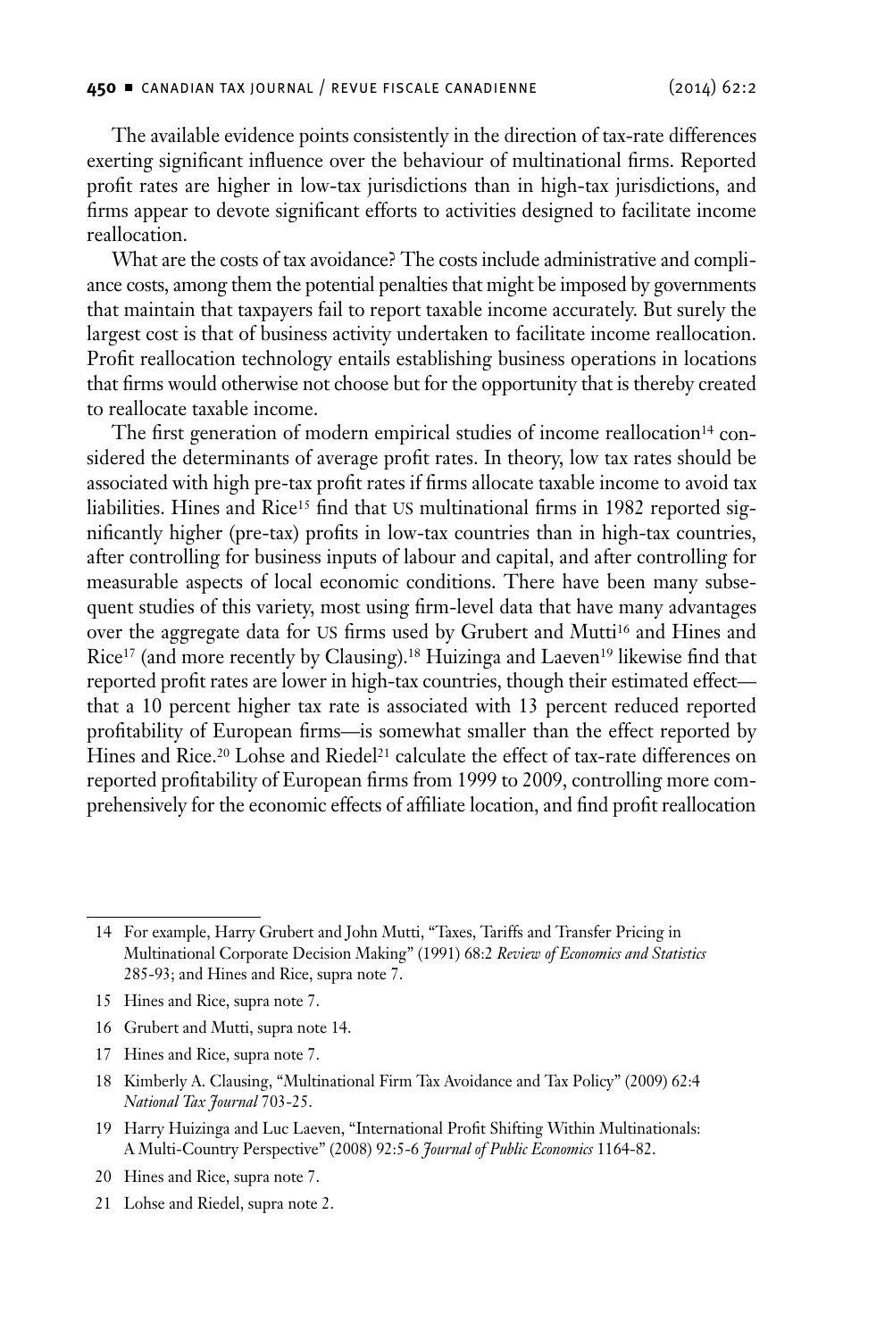The available evidence points consistently in the direction of tax-rate differences exerting significant influence over the behaviour of multinational firms. Reported profit rates are higher in low-tax jurisdictions than in high-tax jurisdictions, and firms appear to devote significant efforts to activities designed to facilitate income reallocation.

What are the costs of tax avoidance? The costs include administrative and compliance costs, among them the potential penalties that might be imposed by governments that maintain that taxpayers fail to report taxable income accurately. But surely the largest cost is that of business activity undertaken to facilitate income reallocation. Profit reallocation technology entails establishing business operations in locations that firms would otherwise not choose but for the opportunity that is thereby created to reallocate taxable income.

The first generation of modern empirical studies of income reallocation[14] considered the determinants of average profit rates. In theory, low tax rates should be associated with high pre-tax profit rates if firms allocate taxable income to avoid tax liabilities. Hines and Rice[15] find that US multinational firms in 1982 reported significantly higher (pre-tax) profits in low-tax countries than in high-tax countries, after controlling for business inputs of labour and capital, and after controlling for measurable aspects of local economic conditions. There have been many subsequent studies of this variety, most using firm-level data that have many advantages over the aggregate data for US firms used by Grubert and Mutti[16] and Hines and Rice[17] (and more recently by Clausing).[18] Huizinga and Laeven[19] likewise find that reported profit rates are lower in high-tax countries, though their estimated effect—that a 10 percent higher tax rate is associated with 13 percent reduced reported profitability of European firms—is somewhat smaller than the effect reported by Hines and Rice.[20] Lohse and Riedel[21] calculate the effect of tax-rate differences on reported profitability of European firms from 1999 to 2009, controlling more comprehensively for the economic effects of affiliate location, and find profit reallocation

---

14 For example, Harry Grubert and John Mutti, "Taxes, Tariffs and Transfer Pricing in Multinational Corporate Decision Making" (1991) 68:2 *Review of Economics and Statistics* 285-93; and Hines and Rice, supra note 7.

15 Hines and Rice, supra note 7.

16 Grubert and Mutti, supra note 14.

17 Hines and Rice, supra note 7.

18 Kimberly A. Clausing, "Multinational Firm Tax Avoidance and Tax Policy" (2009) 62:4 *National Tax Journal* 703-25.

19 Harry Huizinga and Luc Laeven, "International Profit Shifting Within Multinationals: A Multi-Country Perspective" (2008) 92:5-6 *Journal of Public Economics* 1164-82.

20 Hines and Rice, supra note 7.

21 Lohse and Riedel, supra note 2.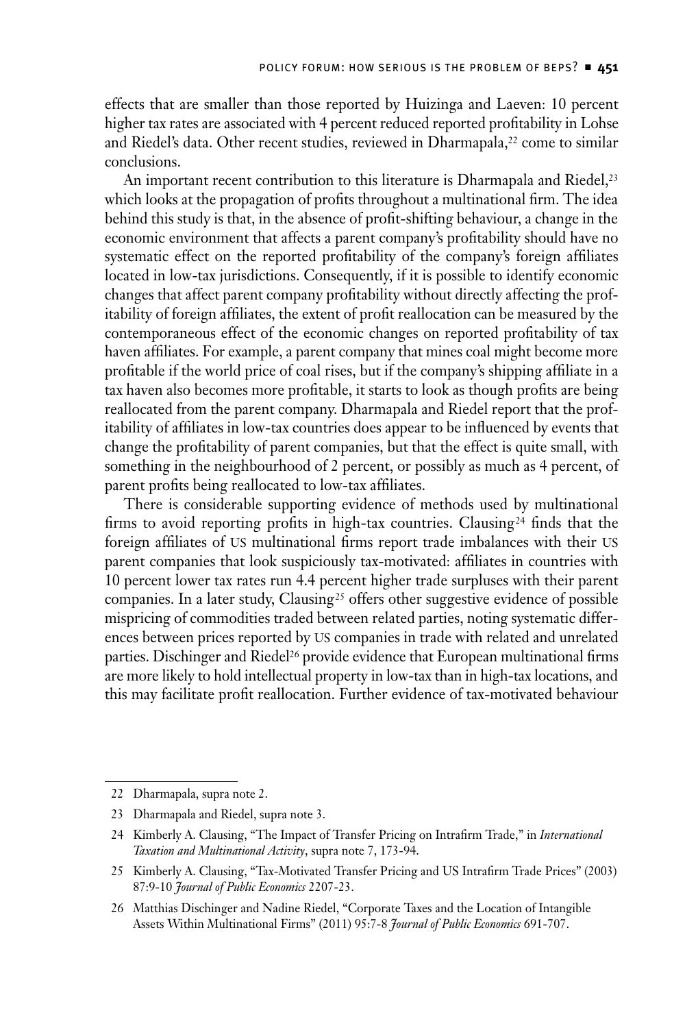effects that are smaller than those reported by Huizinga and Laeven: 10 percent higher tax rates are associated with 4 percent reduced reported profitability in Lohse and Riedel's data. Other recent studies, reviewed in Dharmapala,[22] come to similar conclusions.

An important recent contribution to this literature is Dharmapala and Riedel,[23] which looks at the propagation of profits throughout a multinational firm. The idea behind this study is that, in the absence of profit-shifting behaviour, a change in the economic environment that affects a parent company's profitability should have no systematic effect on the reported profitability of the company's foreign affiliates located in low-tax jurisdictions. Consequently, if it is possible to identify economic changes that affect parent company profitability without directly affecting the profitability of foreign affiliates, the extent of profit reallocation can be measured by the contemporaneous effect of the economic changes on reported profitability of tax haven affiliates. For example, a parent company that mines coal might become more profitable if the world price of coal rises, but if the company's shipping affiliate in a tax haven also becomes more profitable, it starts to look as though profits are being reallocated from the parent company. Dharmapala and Riedel report that the profitability of affiliates in low-tax countries does appear to be influenced by events that change the profitability of parent companies, but that the effect is quite small, with something in the neighbourhood of 2 percent, or possibly as much as 4 percent, of parent profits being reallocated to low-tax affiliates.

There is considerable supporting evidence of methods used by multinational firms to avoid reporting profits in high-tax countries. Clausing[24] finds that the foreign affiliates of US multinational firms report trade imbalances with their US parent companies that look suspiciously tax-motivated: affiliates in countries with 10 percent lower tax rates run 4.4 percent higher trade surpluses with their parent companies. In a later study, Clausing[25] offers other suggestive evidence of possible mispricing of commodities traded between related parties, noting systematic differences between prices reported by US companies in trade with related and unrelated parties. Dischinger and Riedel[26] provide evidence that European multinational firms are more likely to hold intellectual property in low-tax than in high-tax locations, and this may facilitate profit reallocation. Further evidence of tax-motivated behaviour

---

22 Dharmapala, supra note 2.

23 Dharmapala and Riedel, supra note 3.

24 Kimberly A. Clausing, "The Impact of Transfer Pricing on Intrafirm Trade," in *International Taxation and Multinational Activity*, supra note 7, 173-94.

25 Kimberly A. Clausing, "Tax-Motivated Transfer Pricing and US Intrafirm Trade Prices" (2003) 87:9-10 *Journal of Public Economics* 2207-23.

26 Matthias Dischinger and Nadine Riedel, "Corporate Taxes and the Location of Intangible Assets Within Multinational Firms" (2011) 95:7-8 *Journal of Public Economics* 691-707.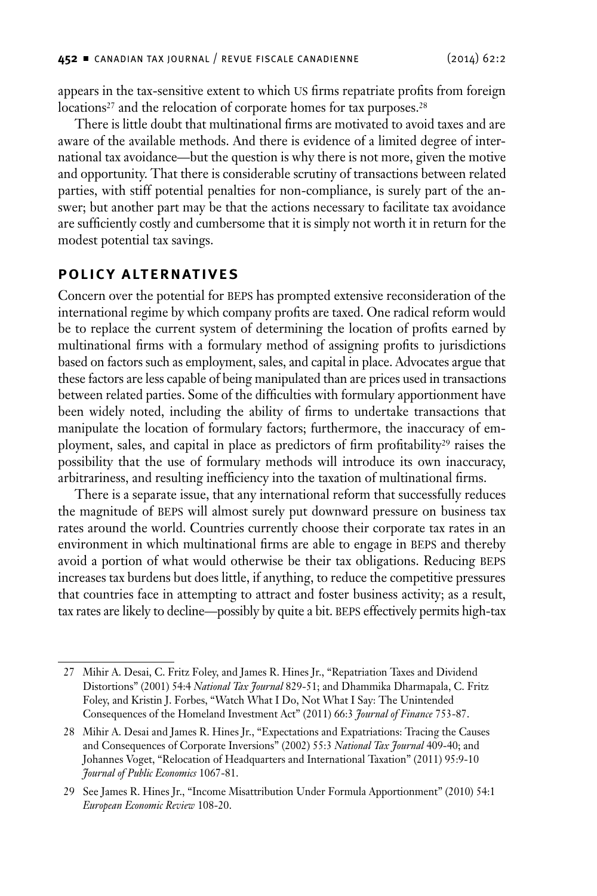appears in the tax-sensitive extent to which US firms repatriate profits from foreign locations[27] and the relocation of corporate homes for tax purposes.[28]

There is little doubt that multinational firms are motivated to avoid taxes and are aware of the available methods. And there is evidence of a limited degree of international tax avoidance—but the question is why there is not more, given the motive and opportunity. That there is considerable scrutiny of transactions between related parties, with stiff potential penalties for non-compliance, is surely part of the answer; but another part may be that the actions necessary to facilitate tax avoidance are sufficiently costly and cumbersome that it is simply not worth it in return for the modest potential tax savings.

## POLICY ALTERNATIVES

Concern over the potential for BEPS has prompted extensive reconsideration of the international regime by which company profits are taxed. One radical reform would be to replace the current system of determining the location of profits earned by multinational firms with a formulary method of assigning profits to jurisdictions based on factors such as employment, sales, and capital in place. Advocates argue that these factors are less capable of being manipulated than are prices used in transactions between related parties. Some of the difficulties with formulary apportionment have been widely noted, including the ability of firms to undertake transactions that manipulate the location of formulary factors; furthermore, the inaccuracy of employment, sales, and capital in place as predictors of firm profitability[29] raises the possibility that the use of formulary methods will introduce its own inaccuracy, arbitrariness, and resulting inefficiency into the taxation of multinational firms.

There is a separate issue, that any international reform that successfully reduces the magnitude of BEPS will almost surely put downward pressure on business tax rates around the world. Countries currently choose their corporate tax rates in an environment in which multinational firms are able to engage in BEPS and thereby avoid a portion of what would otherwise be their tax obligations. Reducing BEPS increases tax burdens but does little, if anything, to reduce the competitive pressures that countries face in attempting to attract and foster business activity; as a result, tax rates are likely to decline—possibly by quite a bit. BEPS effectively permits high-tax

---

27 Mihir A. Desai, C. Fritz Foley, and James R. Hines Jr., "Repatriation Taxes and Dividend Distortions" (2001) 54:4 *National Tax Journal* 829-51; and Dhammika Dharmapala, C. Fritz Foley, and Kristin J. Forbes, "Watch What I Do, Not What I Say: The Unintended Consequences of the Homeland Investment Act" (2011) 66:3 *Journal of Finance* 753-87.

28 Mihir A. Desai and James R. Hines Jr., "Expectations and Expatriations: Tracing the Causes and Consequences of Corporate Inversions" (2002) 55:3 *National Tax Journal* 409-40; and Johannes Voget, "Relocation of Headquarters and International Taxation" (2011) 95:9-10 *Journal of Public Economics* 1067-81.

29 See James R. Hines Jr., "Income Misattribution Under Formula Apportionment" (2010) 54:1 *European Economic Review* 108-20.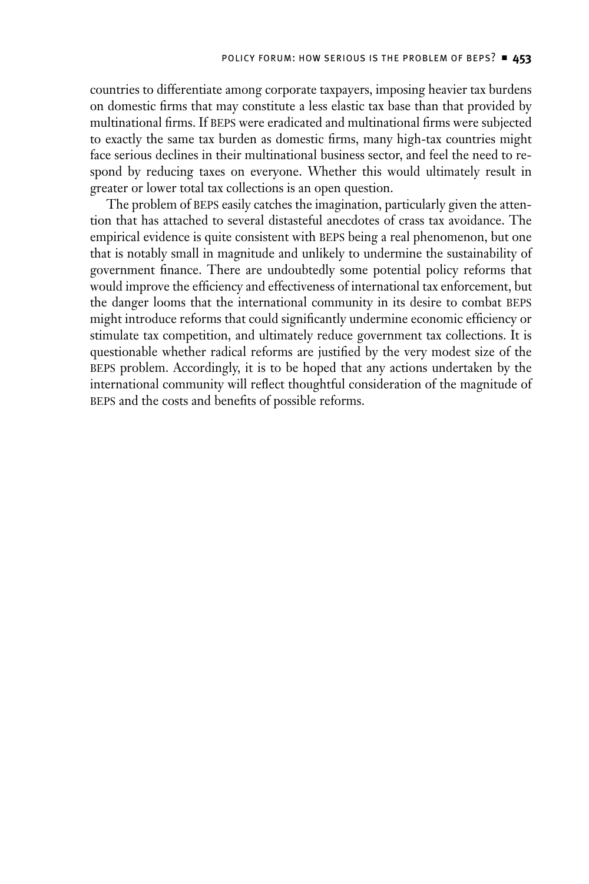countries to differentiate among corporate taxpayers, imposing heavier tax burdens on domestic firms that may constitute a less elastic tax base than that provided by multinational firms. If BEPS were eradicated and multinational firms were subjected to exactly the same tax burden as domestic firms, many high-tax countries might face serious declines in their multinational business sector, and feel the need to respond by reducing taxes on everyone. Whether this would ultimately result in greater or lower total tax collections is an open question.

The problem of BEPS easily catches the imagination, particularly given the attention that has attached to several distasteful anecdotes of crass tax avoidance. The empirical evidence is quite consistent with BEPS being a real phenomenon, but one that is notably small in magnitude and unlikely to undermine the sustainability of government finance. There are undoubtedly some potential policy reforms that would improve the efficiency and effectiveness of international tax enforcement, but the danger looms that the international community in its desire to combat BEPS might introduce reforms that could significantly undermine economic efficiency or stimulate tax competition, and ultimately reduce government tax collections. It is questionable whether radical reforms are justified by the very modest size of the BEPS problem. Accordingly, it is to be hoped that any actions undertaken by the international community will reflect thoughtful consideration of the magnitude of BEPS and the costs and benefits of possible reforms.